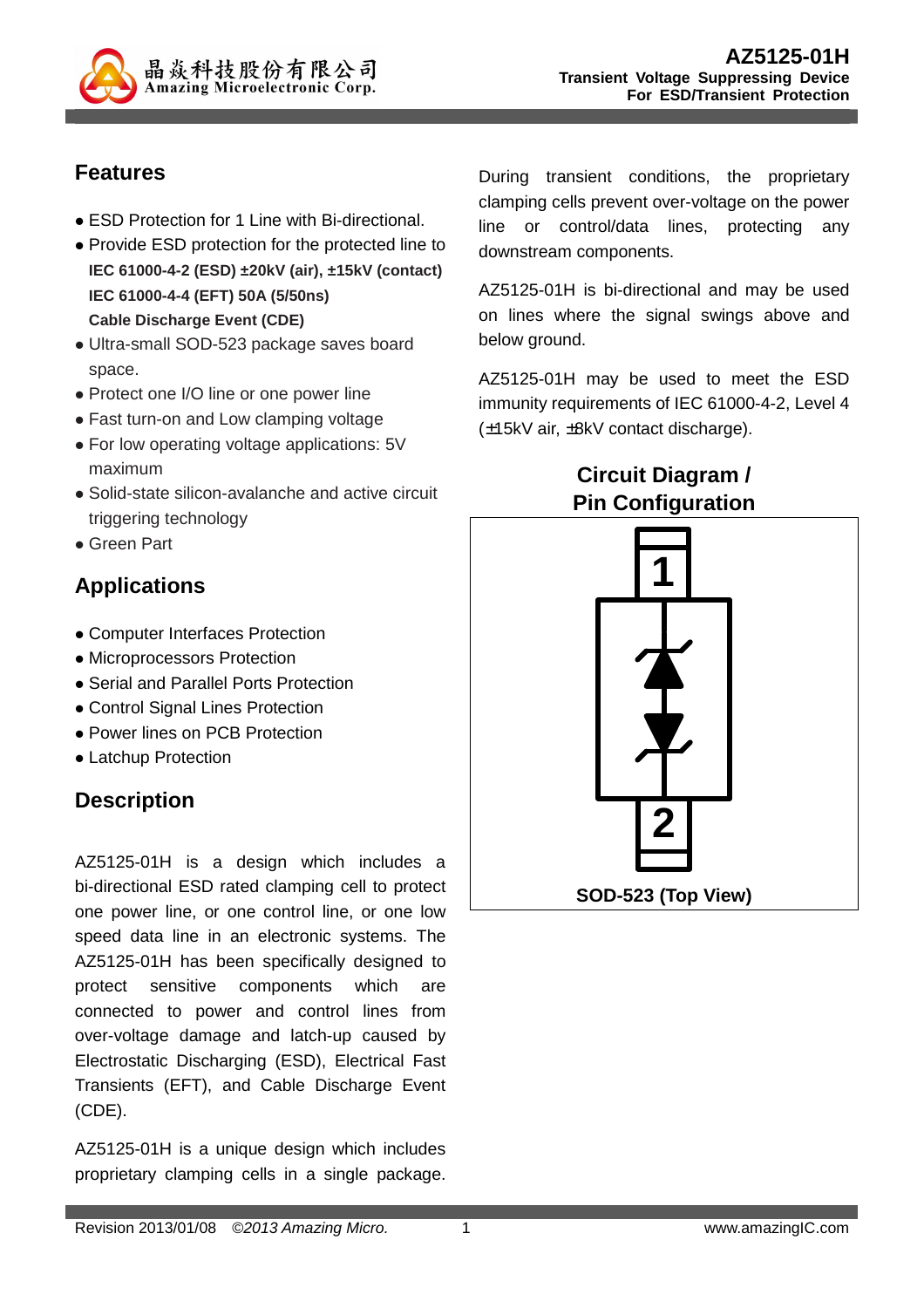# AZ5125-01H

**Transient Voltage Suppressing Device**
**For ESD/Transient Protection**

## Features

- ESD Protection for 1 Line with Bi-directional.
- Provide ESD protection for the protected line to
  **IEC 61000-4-2 (ESD) ±20kV (air), ±15kV (contact)**
  **IEC 61000-4-4 (EFT) 50A (5/50ns)**
  **Cable Discharge Event (CDE)**
- Ultra-small SOD-523 package saves board space.
- Protect one I/O line or one power line
- Fast turn-on and Low clamping voltage
- For low operating voltage applications: 5V maximum
- Solid-state silicon-avalanche and active circuit triggering technology
- Green Part

## Applications

- Computer Interfaces Protection
- Microprocessors Protection
- Serial and Parallel Ports Protection
- Control Signal Lines Protection
- Power lines on PCB Protection
- Latchup Protection

## Description

AZ5125-01H is a design which includes a bi-directional ESD rated clamping cell to protect one power line, or one control line, or one low speed data line in an electronic systems. The AZ5125-01H has been specifically designed to protect sensitive components which are connected to power and control lines from over-voltage damage and latch-up caused by Electrostatic Discharging (ESD), Electrical Fast Transients (EFT), and Cable Discharge Event (CDE).

AZ5125-01H is a unique design which includes proprietary clamping cells in a single package. During transient conditions, the proprietary clamping cells prevent over-voltage on the power line or control/data lines, protecting any downstream components.

AZ5125-01H is bi-directional and may be used on lines where the signal swings above and below ground.

AZ5125-01H may be used to meet the ESD immunity requirements of IEC 61000-4-2, Level 4 (±15kV air, ±8kV contact discharge).

## Circuit Diagram / Pin Configuration

1

2

SOD-523 (Top View)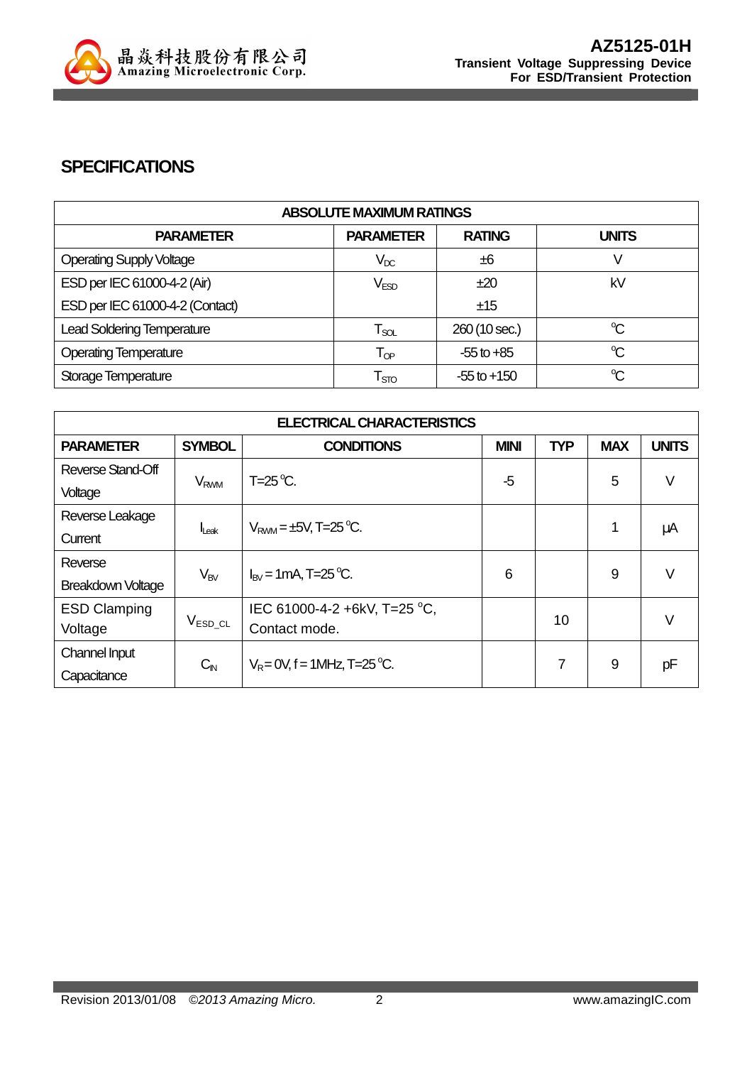## SPECIFICATIONS

| ABSOLUTE MAXIMUM RATINGS | | | |
|---|---|---|---|
| **PARAMETER** | **PARAMETER** | **RATING** | **UNITS** |
| Operating Supply Voltage | $V_{DC}$ | ±6 | V |
| ESD per IEC 61000-4-2 (Air)<br>ESD per IEC 61000-4-2 (Contact) | $V_{ESD}$ | ±20<br>±15 | kV |
| Lead Soldering Temperature | $T_{SOL}$ | 260 (10 sec.) | °C |
| Operating Temperature | $T_{OP}$ | -55 to +85 | °C |
| Storage Temperature | $T_{STO}$ | -55 to +150 | °C |

| ELECTRICAL CHARACTERISTICS | | | | | | |
|---|---|---|---|---|---|---|
| **PARAMETER** | **SYMBOL** | **CONDITIONS** | **MINI** | **TYP** | **MAX** | **UNITS** |
| Reverse Stand-Off Voltage | $V_{RWM}$ | T=25 °C. | -5 | | 5 | V |
| Reverse Leakage Current | $I_{Leak}$ | $V_{RWM}$ = ±5V, T=25 °C. | | | 1 | μA |
| Reverse Breakdown Voltage | $V_{BV}$ | $I_{BV}$ = 1mA, T=25 °C. | 6 | | 9 | V |
| ESD Clamping Voltage | $V_{ESD\_CL}$ | IEC 61000-4-2 +6kV, T=25 °C, Contact mode. | | 10 | | V |
| Channel Input Capacitance | $C_{IN}$ | $V_R$ = 0V, f = 1MHz, T=25 °C. | | 7 | 9 | pF |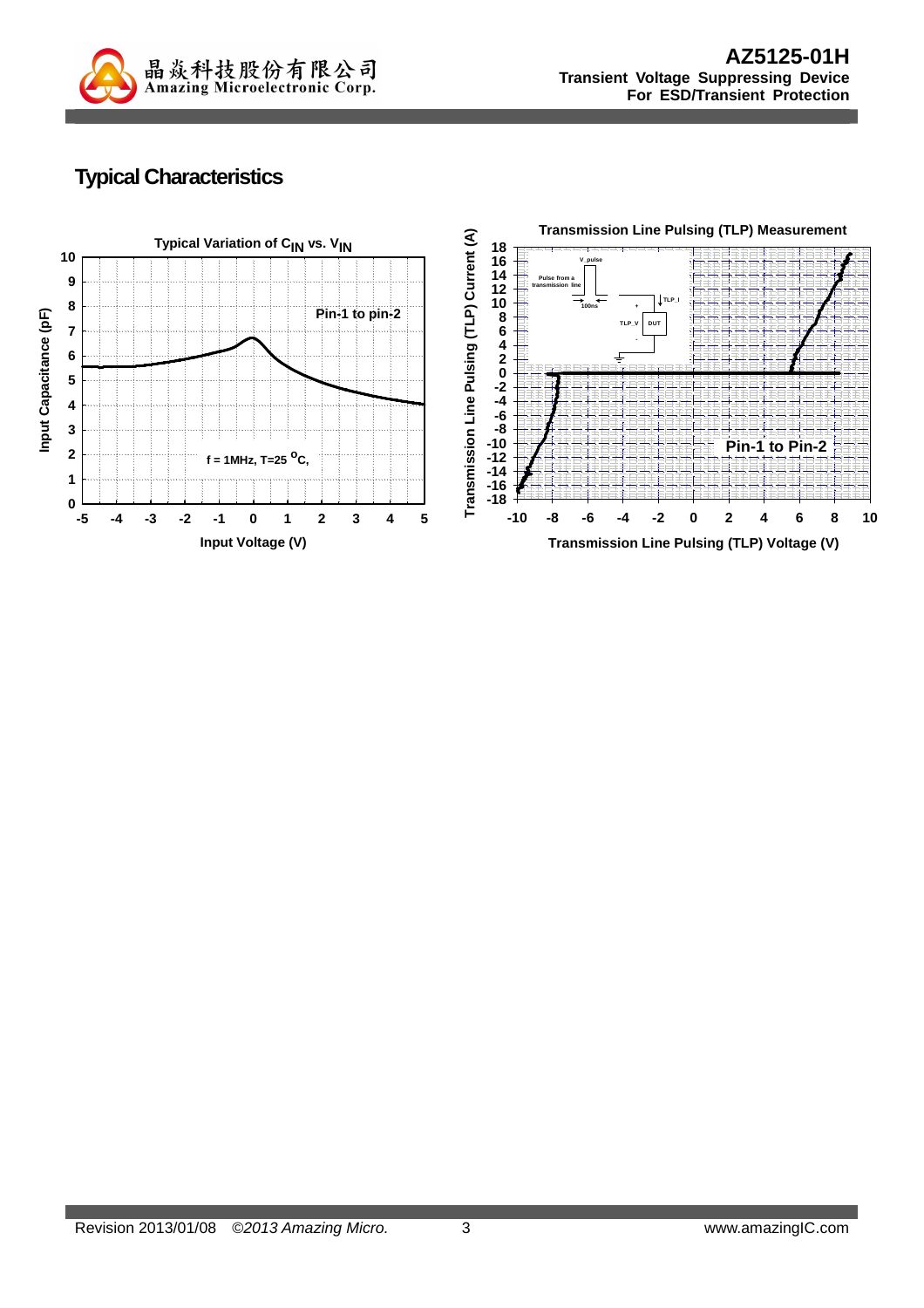## Typical Characteristics

Typical Variation of $C_{IN}$ vs. $V_{IN}$

Pin-1 to pin-2

f = 1MHz, T=25 °C,

Input Capacitance (pF)

Input Voltage (V)

Transmission Line Pulsing (TLP) Measurement

Pin-1 to Pin-2

Transmission Line Pulsing (TLP) Current (A)

Transmission Line Pulsing (TLP) Voltage (V)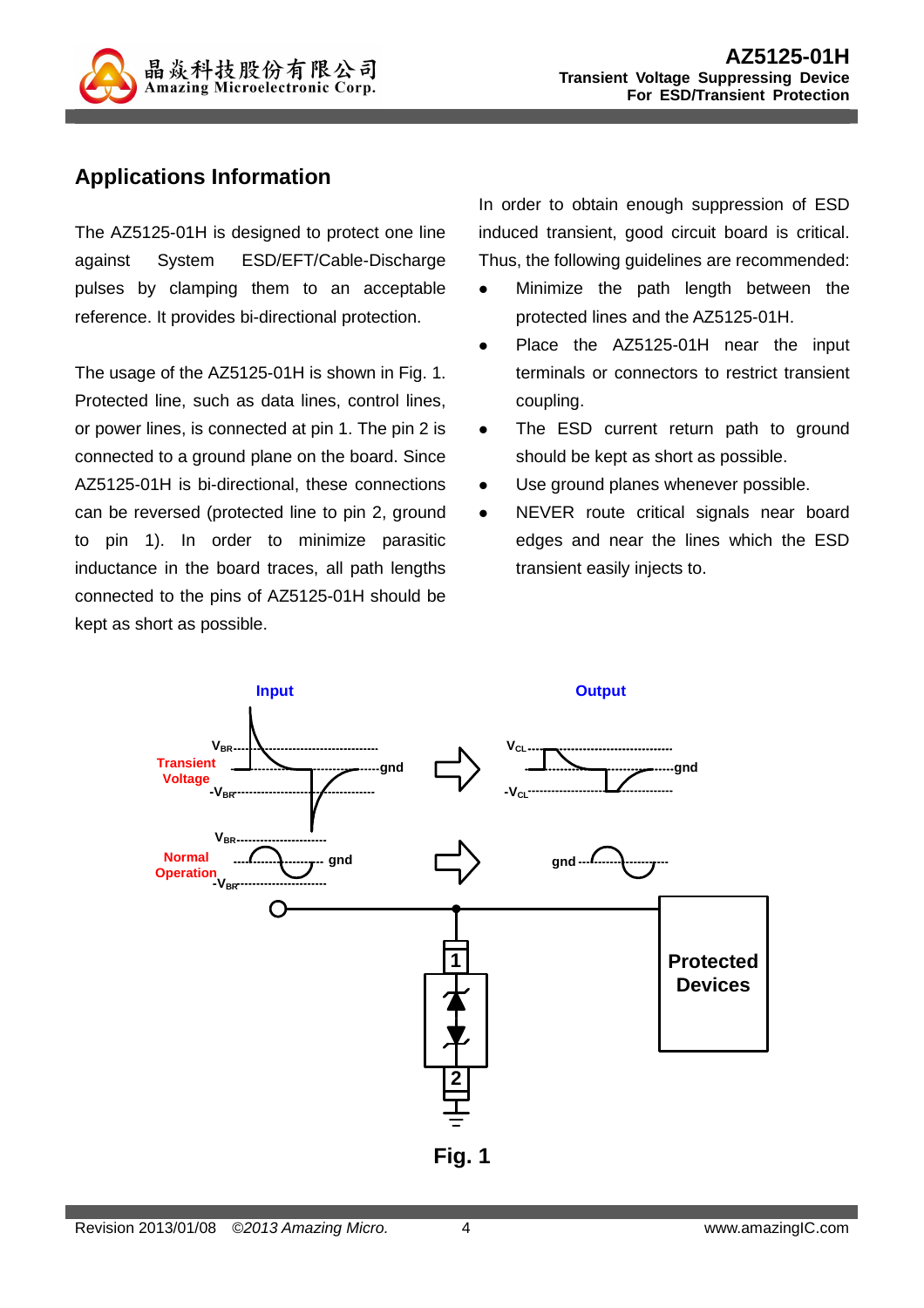## Applications Information

The AZ5125-01H is designed to protect one line against System ESD/EFT/Cable-Discharge pulses by clamping them to an acceptable reference. It provides bi-directional protection.

The usage of the AZ5125-01H is shown in Fig. 1. Protected line, such as data lines, control lines, or power lines, is connected at pin 1. The pin 2 is connected to a ground plane on the board. Since AZ5125-01H is bi-directional, these connections can be reversed (protected line to pin 2, ground to pin 1). In order to minimize parasitic inductance in the board traces, all path lengths connected to the pins of AZ5125-01H should be kept as short as possible.

In order to obtain enough suppression of ESD induced transient, good circuit board is critical. Thus, the following guidelines are recommended:

- Minimize the path length between the protected lines and the AZ5125-01H.
- Place the AZ5125-01H near the input terminals or connectors to restrict transient coupling.
- The ESD current return path to ground should be kept as short as possible.
- Use ground planes whenever possible.
- NEVER route critical signals near board edges and near the lines which the ESD transient easily injects to.

Input

Output

Transient Voltage

$V_{BR}$

$-V_{BR}$

gnd

$V_{CL}$

$-V_{CL}$

gnd

Normal Operation

$V_{BR}$

$-V_{BR}$

gnd

gnd

1

2

Protected Devices

**Fig. 1**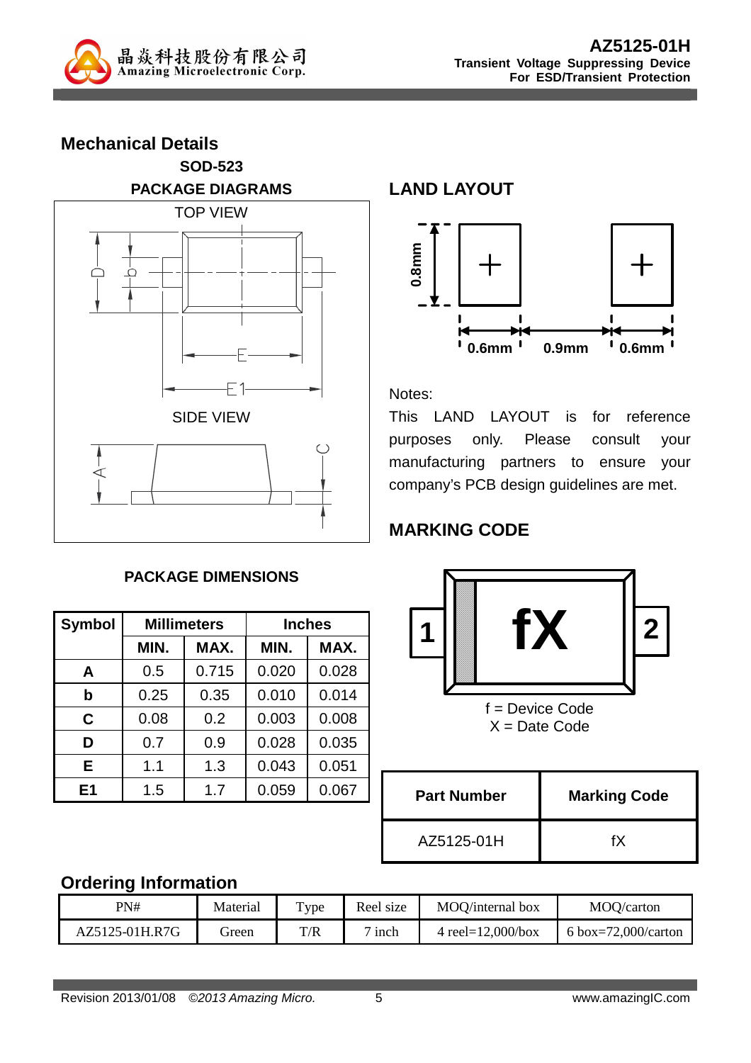## Mechanical Details

**SOD-523**

**PACKAGE DIAGRAMS**

TOP VIEW

SIDE VIEW

**PACKAGE DIMENSIONS**

| Symbol | Millimeters | | Inches | |
|---|---|---|---|---|
| | MIN. | MAX. | MIN. | MAX. |
| A | 0.5 | 0.715 | 0.020 | 0.028 |
| b | 0.25 | 0.35 | 0.010 | 0.014 |
| C | 0.08 | 0.2 | 0.003 | 0.008 |
| D | 0.7 | 0.9 | 0.028 | 0.035 |
| E | 1.1 | 1.3 | 0.043 | 0.051 |
| E1 | 1.5 | 1.7 | 0.059 | 0.067 |

## LAND LAYOUT

0.8mm

0.6mm 0.9mm 0.6mm

Notes:

This LAND LAYOUT is for reference purposes only. Please consult your manufacturing partners to ensure your company's PCB design guidelines are met.

## MARKING CODE

1 fX 2

f = Device Code
X = Date Code

| Part Number | Marking Code |
|---|---|
| AZ5125-01H | fX |

## Ordering Information

| PN# | Material | Type | Reel size | MOQ/internal box | MOQ/carton |
|---|---|---|---|---|---|
| AZ5125-01H.R7G | Green | T/R | 7 inch | 4 reel=12,000/box | 6 box=72,000/carton |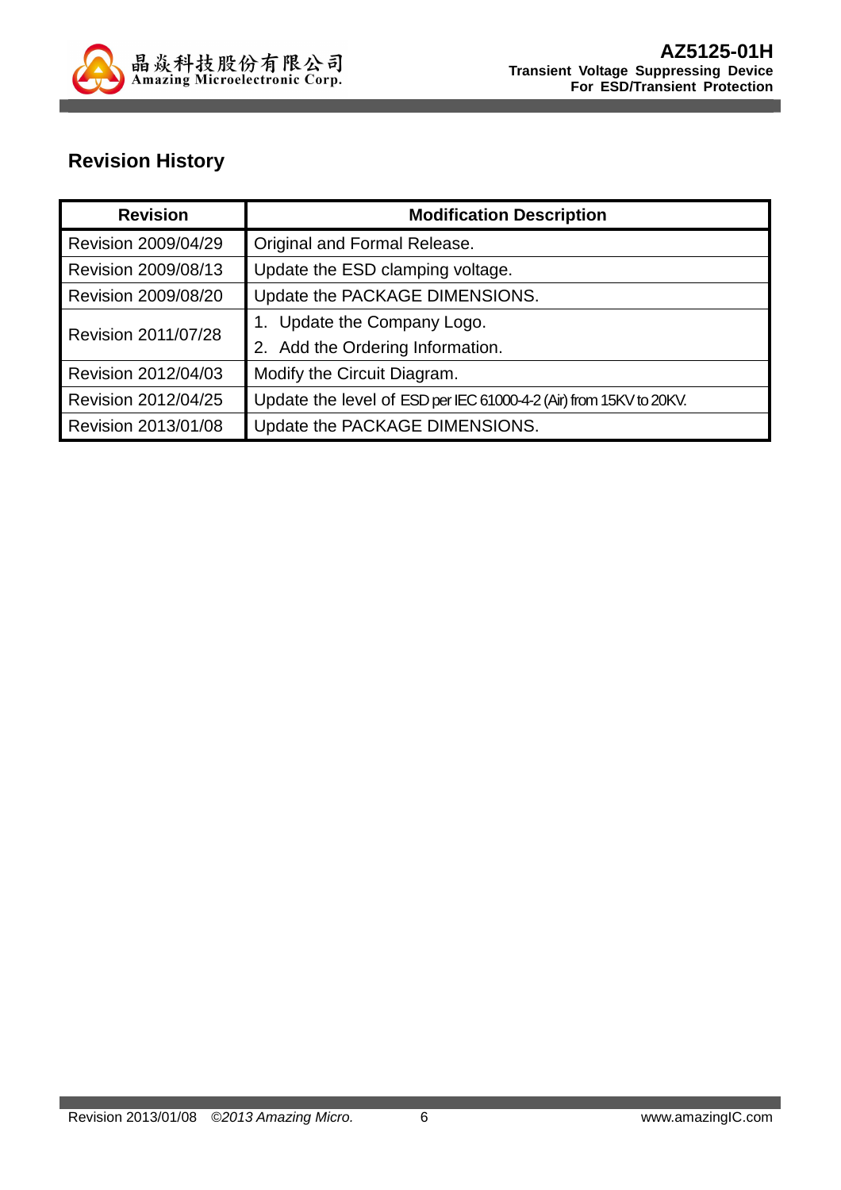## Revision History

| Revision | Modification Description |
|---|---|
| Revision 2009/04/29 | Original and Formal Release. |
| Revision 2009/08/13 | Update the ESD clamping voltage. |
| Revision 2009/08/20 | Update the PACKAGE DIMENSIONS. |
| Revision 2011/07/28 | 1. Update the Company Logo.<br>2. Add the Ordering Information. |
| Revision 2012/04/03 | Modify the Circuit Diagram. |
| Revision 2012/04/25 | Update the level of ESD per IEC 61000-4-2 (Air) from 15KV to 20KV. |
| Revision 2013/01/08 | Update the PACKAGE DIMENSIONS. |